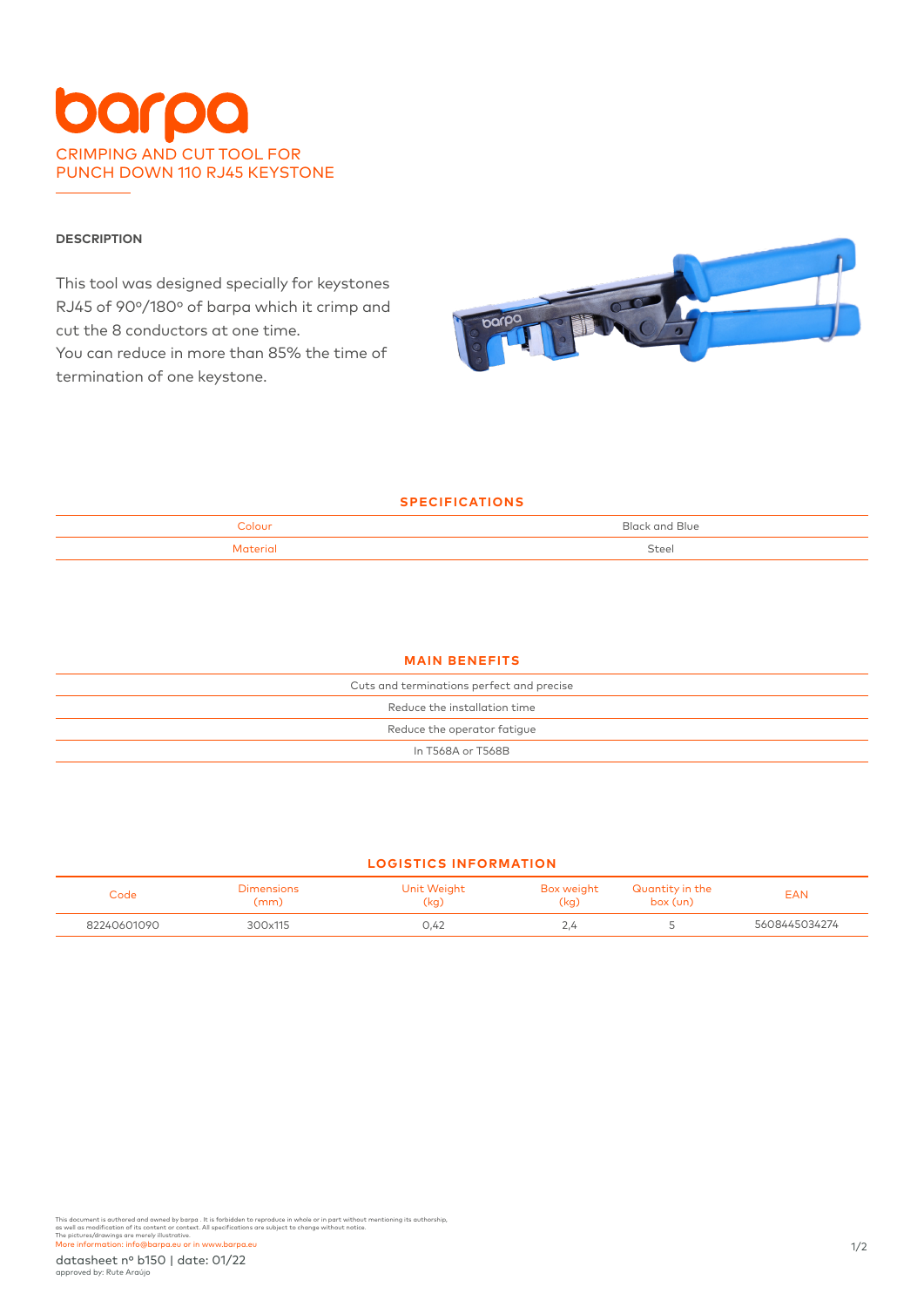# barpa

## CRIMPING AND CUT TOOL FOR PUNCH DOWN 110 RJ45 KEYSTONE

### DESCRIPTION

This tool was designed specially for keystones RJ45 of 90º/180º of barpa which it crimp and cut the 8 conductors at one time.
You can reduce in more than 85% the time of termination of one keystone.

### SPECIFICATIONS

| | |
|---|---|
| Colour | Black and Blue |
| Material | Steel |

### MAIN BENEFITS

| |
|---|
| Cuts and terminations perfect and precise |
| Reduce the installation time |
| Reduce the operator fatigue |
| In T568A or T568B |

### LOGISTICS INFORMATION

| Code | Dimensions (mm) | Unit Weight (kg) | Box weight (kg) | Quantity in the box (un) | EAN |
|---|---|---|---|---|---|
| 82240601090 | 300x115 | 0,42 | 2,4 | 5 | 5608445034274 |

This document is authored and owned by barpa . It is forbidden to reproduce in whole or in part without mentioning its authorship, as well as modification of its content or context. All specifications are subject to change without notice.
The pictures/drawings are merely illustrative.
More information: info@barpa.eu or in www.barpa.eu

datasheet nº b150 | date: 01/22
approved by: Rute Araújo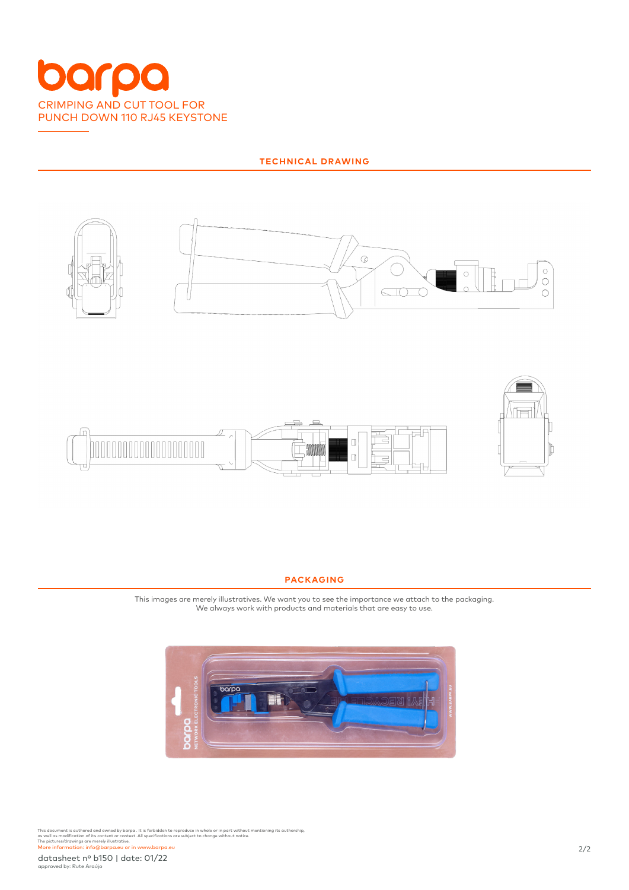# barpa

CRIMPING AND CUT TOOL FOR PUNCH DOWN 110 RJ45 KEYSTONE

## TECHNICAL DRAWING

## PACKAGING

This images are merely illustratives. We want you to see the importance we attach to the packaging.
We always work with products and materials that are easy to use.

This document is authored and owned by barpa . It is forbidden to reproduce in whole or in part without mentioning its authorship, as well as modification of its content or context. All specifications are subject to change without notice.
The pictures/drawings are merely illustrative.
More information: info@barpa.eu or in www.barpa.eu

datasheet nº b150 | date: 01/22
approved by: Rute Araújo